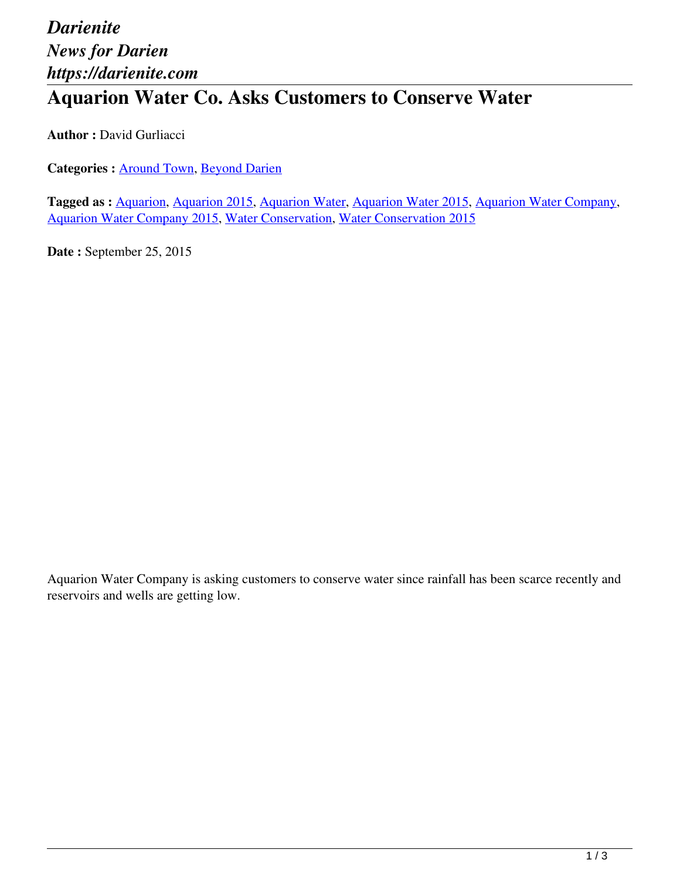*Darienite*
*News for Darien*
*https://darienite.com*

# Aquarion Water Co. Asks Customers to Conserve Water

**Author :** David Gurliacci

**Categories :** Around Town, Beyond Darien

**Tagged as :** Aquarion, Aquarion 2015, Aquarion Water, Aquarion Water 2015, Aquarion Water Company, Aquarion Water Company 2015, Water Conservation, Water Conservation 2015

**Date :** September 25, 2015

Aquarion Water Company is asking customers to conserve water since rainfall has been scarce recently and reservoirs and wells are getting low.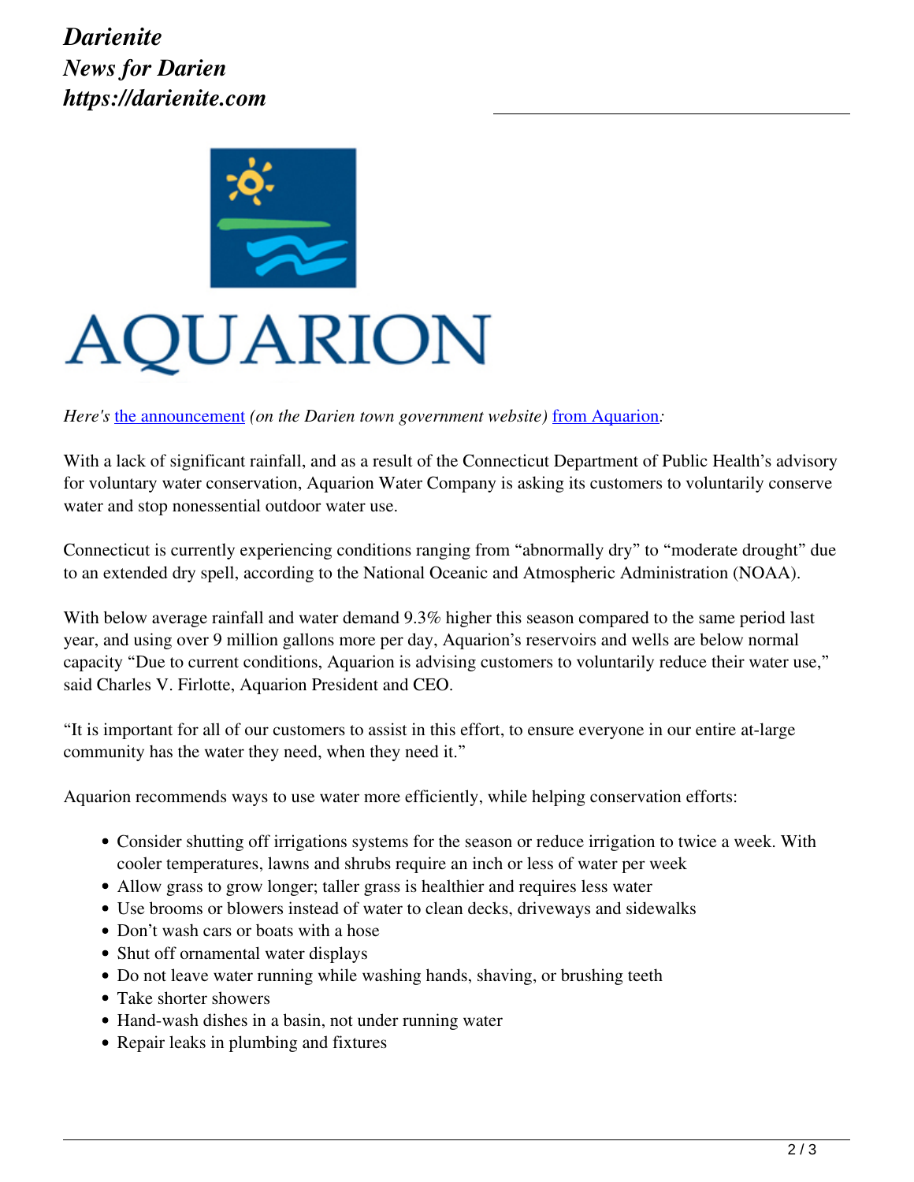*Here's* the announcement *(on the Darien town government website)* from Aquarion*:*

With a lack of significant rainfall, and as a result of the Connecticut Department of Public Health's advisory for voluntary water conservation, Aquarion Water Company is asking its customers to voluntarily conserve water and stop nonessential outdoor water use.

Connecticut is currently experiencing conditions ranging from "abnormally dry" to "moderate drought" due to an extended dry spell, according to the National Oceanic and Atmospheric Administration (NOAA).

With below average rainfall and water demand 9.3% higher this season compared to the same period last year, and using over 9 million gallons more per day, Aquarion's reservoirs and wells are below normal capacity "Due to current conditions, Aquarion is advising customers to voluntarily reduce their water use," said Charles V. Firlotte, Aquarion President and CEO.

"It is important for all of our customers to assist in this effort, to ensure everyone in our entire at-large community has the water they need, when they need it."

Aquarion recommends ways to use water more efficiently, while helping conservation efforts:

- Consider shutting off irrigations systems for the season or reduce irrigation to twice a week. With cooler temperatures, lawns and shrubs require an inch or less of water per week
- Allow grass to grow longer; taller grass is healthier and requires less water
- Use brooms or blowers instead of water to clean decks, driveways and sidewalks
- Don't wash cars or boats with a hose
- Shut off ornamental water displays
- Do not leave water running while washing hands, shaving, or brushing teeth
- Take shorter showers
- Hand-wash dishes in a basin, not under running water
- Repair leaks in plumbing and fixtures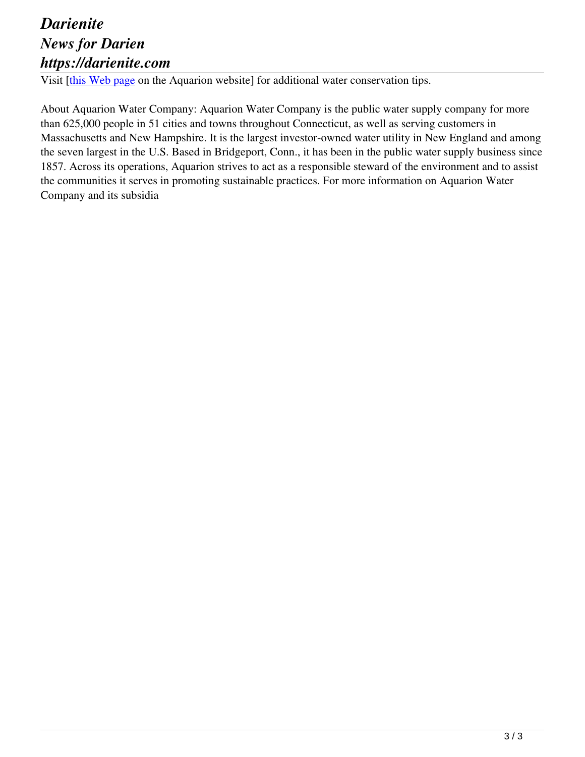Visit [this Web page on the Aquarion website] for additional water conservation tips.

About Aquarion Water Company: Aquarion Water Company is the public water supply company for more than 625,000 people in 51 cities and towns throughout Connecticut, as well as serving customers in Massachusetts and New Hampshire. It is the largest investor-owned water utility in New England and among the seven largest in the U.S. Based in Bridgeport, Conn., it has been in the public water supply business since 1857. Across its operations, Aquarion strives to act as a responsible steward of the environment and to assist the communities it serves in promoting sustainable practices. For more information on Aquarion Water Company and its subsidia